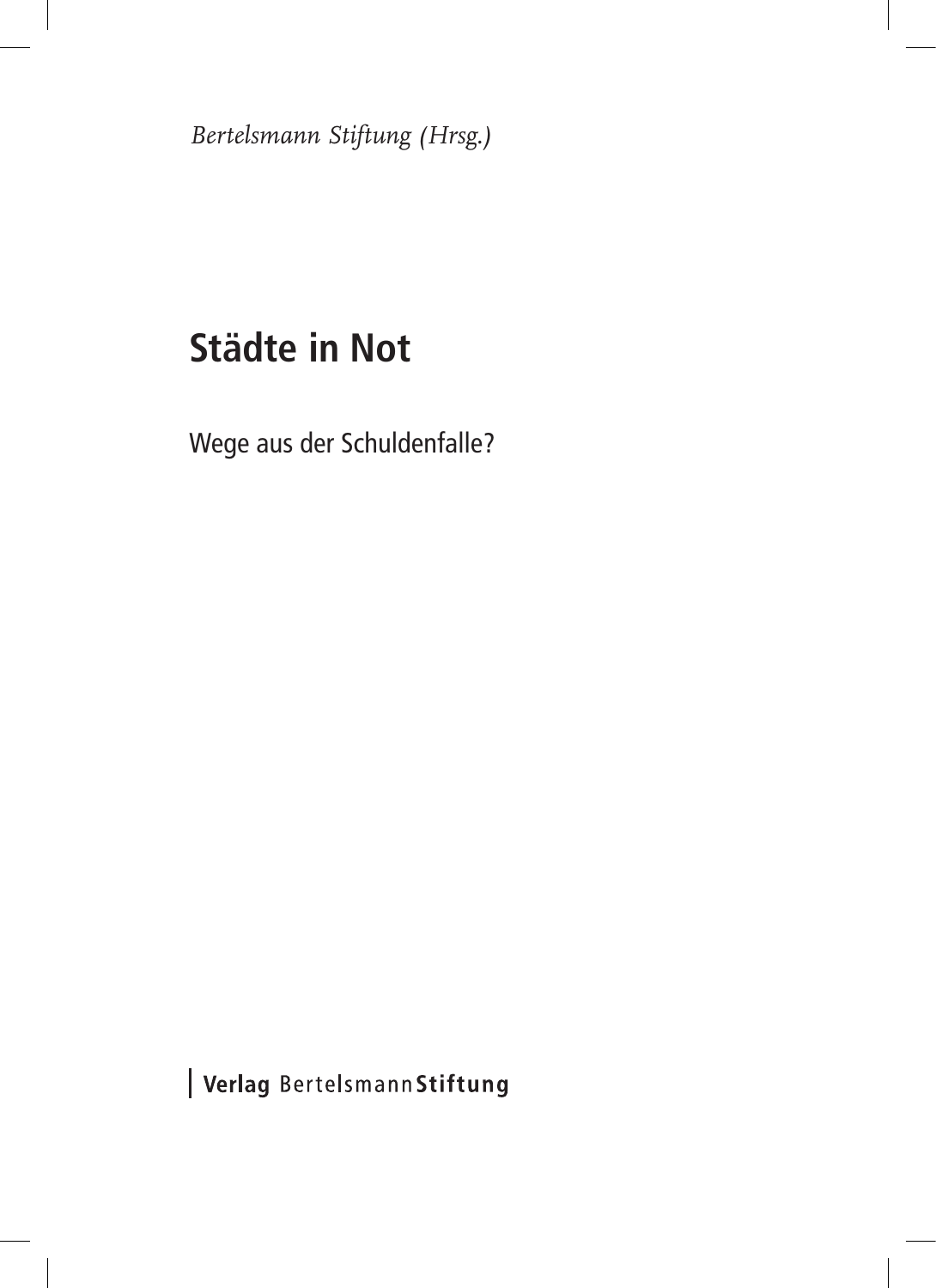*Bertelsmann Stiftung (Hrsg.)*

# Städte in Not

Wege aus der Schuldenfalle?

**Verlag** Bertelsmann**Stiftung**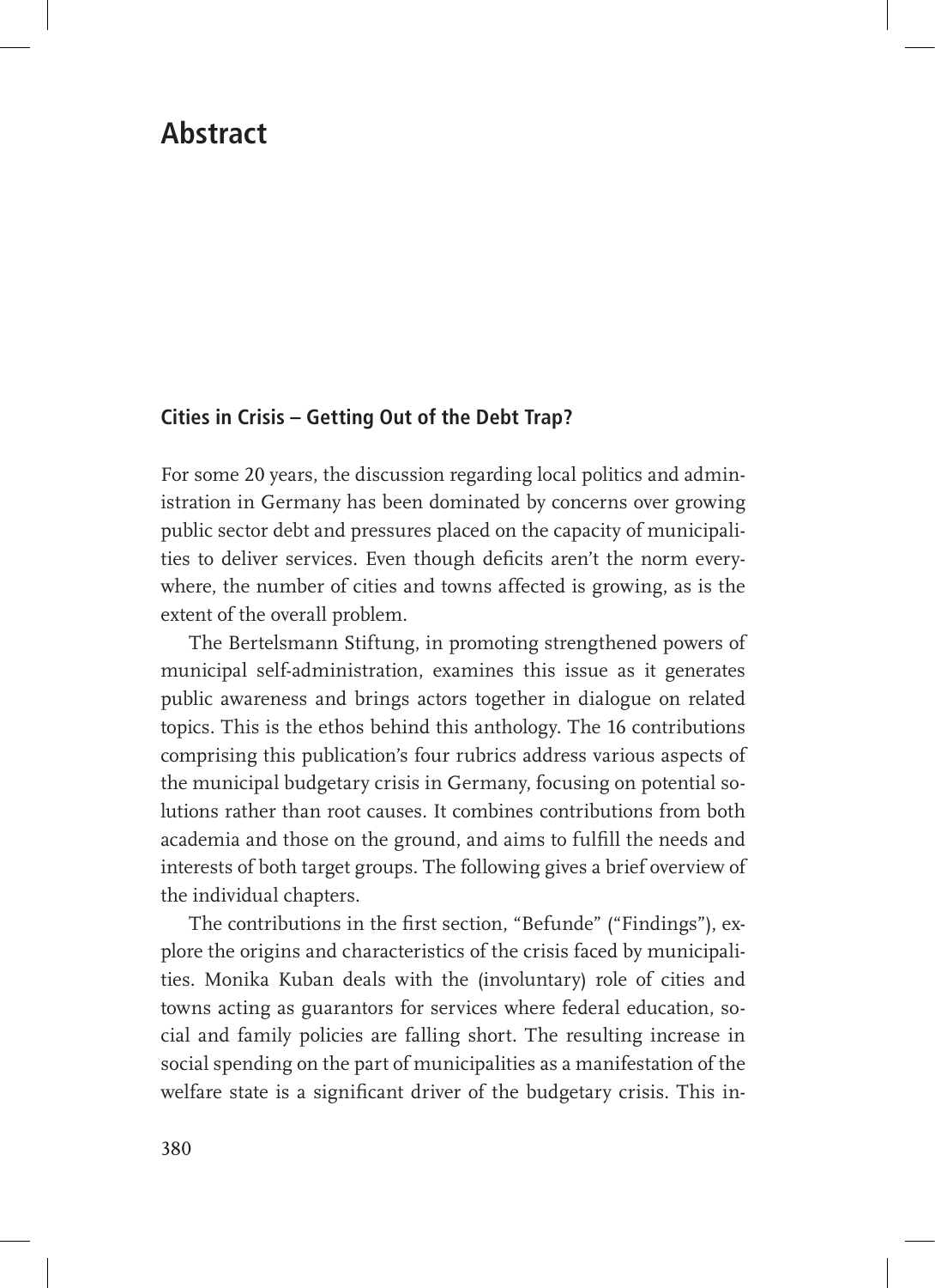# Abstract

## Cities in Crisis – Getting Out of the Debt Trap?

For some 20 years, the discussion regarding local politics and administration in Germany has been dominated by concerns over growing public sector debt and pressures placed on the capacity of municipalities to deliver services. Even though deficits aren't the norm everywhere, the number of cities and towns affected is growing, as is the extent of the overall problem.

The Bertelsmann Stiftung, in promoting strengthened powers of municipal self-administration, examines this issue as it generates public awareness and brings actors together in dialogue on related topics. This is the ethos behind this anthology. The 16 contributions comprising this publication's four rubrics address various aspects of the municipal budgetary crisis in Germany, focusing on potential solutions rather than root causes. It combines contributions from both academia and those on the ground, and aims to fulfill the needs and interests of both target groups. The following gives a brief overview of the individual chapters.

The contributions in the first section, "Befunde" ("Findings"), explore the origins and characteristics of the crisis faced by municipalities. Monika Kuban deals with the (involuntary) role of cities and towns acting as guarantors for services where federal education, social and family policies are falling short. The resulting increase in social spending on the part of municipalities as a manifestation of the welfare state is a significant driver of the budgetary crisis. This in-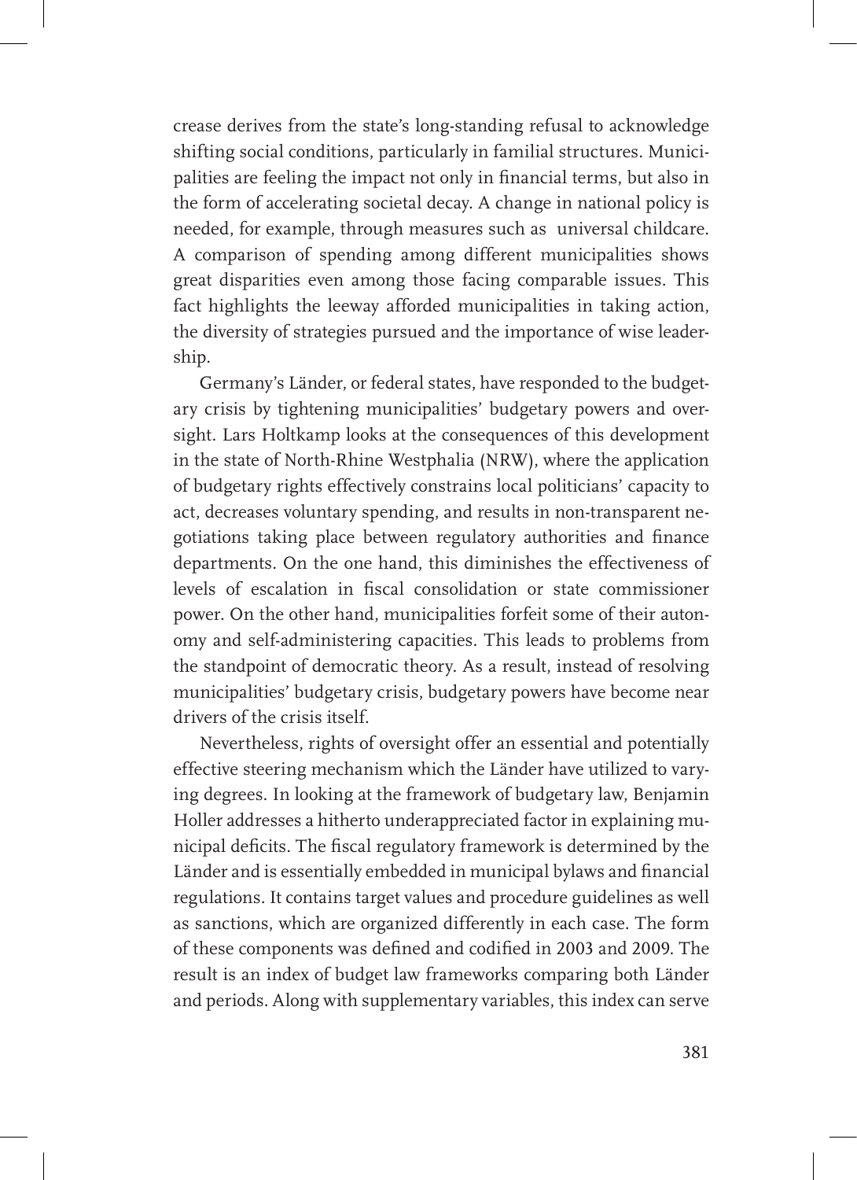crease derives from the state's long-standing refusal to acknowledge shifting social conditions, particularly in familial structures. Municipalities are feeling the impact not only in financial terms, but also in the form of accelerating societal decay. A change in national policy is needed, for example, through measures such as universal childcare. A comparison of spending among different municipalities shows great disparities even among those facing comparable issues. This fact highlights the leeway afforded municipalities in taking action, the diversity of strategies pursued and the importance of wise leadership.

Germany's Länder, or federal states, have responded to the budgetary crisis by tightening municipalities' budgetary powers and oversight. Lars Holtkamp looks at the consequences of this development in the state of North-Rhine Westphalia (NRW), where the application of budgetary rights effectively constrains local politicians' capacity to act, decreases voluntary spending, and results in non-transparent negotiations taking place between regulatory authorities and finance departments. On the one hand, this diminishes the effectiveness of levels of escalation in fiscal consolidation or state commissioner power. On the other hand, municipalities forfeit some of their autonomy and self-administering capacities. This leads to problems from the standpoint of democratic theory. As a result, instead of resolving municipalities' budgetary crisis, budgetary powers have become near drivers of the crisis itself.

Nevertheless, rights of oversight offer an essential and potentially effective steering mechanism which the Länder have utilized to varying degrees. In looking at the framework of budgetary law, Benjamin Holler addresses a hitherto underappreciated factor in explaining municipal deficits. The fiscal regulatory framework is determined by the Länder and is essentially embedded in municipal bylaws and financial regulations. It contains target values and procedure guidelines as well as sanctions, which are organized differently in each case. The form of these components was defined and codified in 2003 and 2009. The result is an index of budget law frameworks comparing both Länder and periods. Along with supplementary variables, this index can serve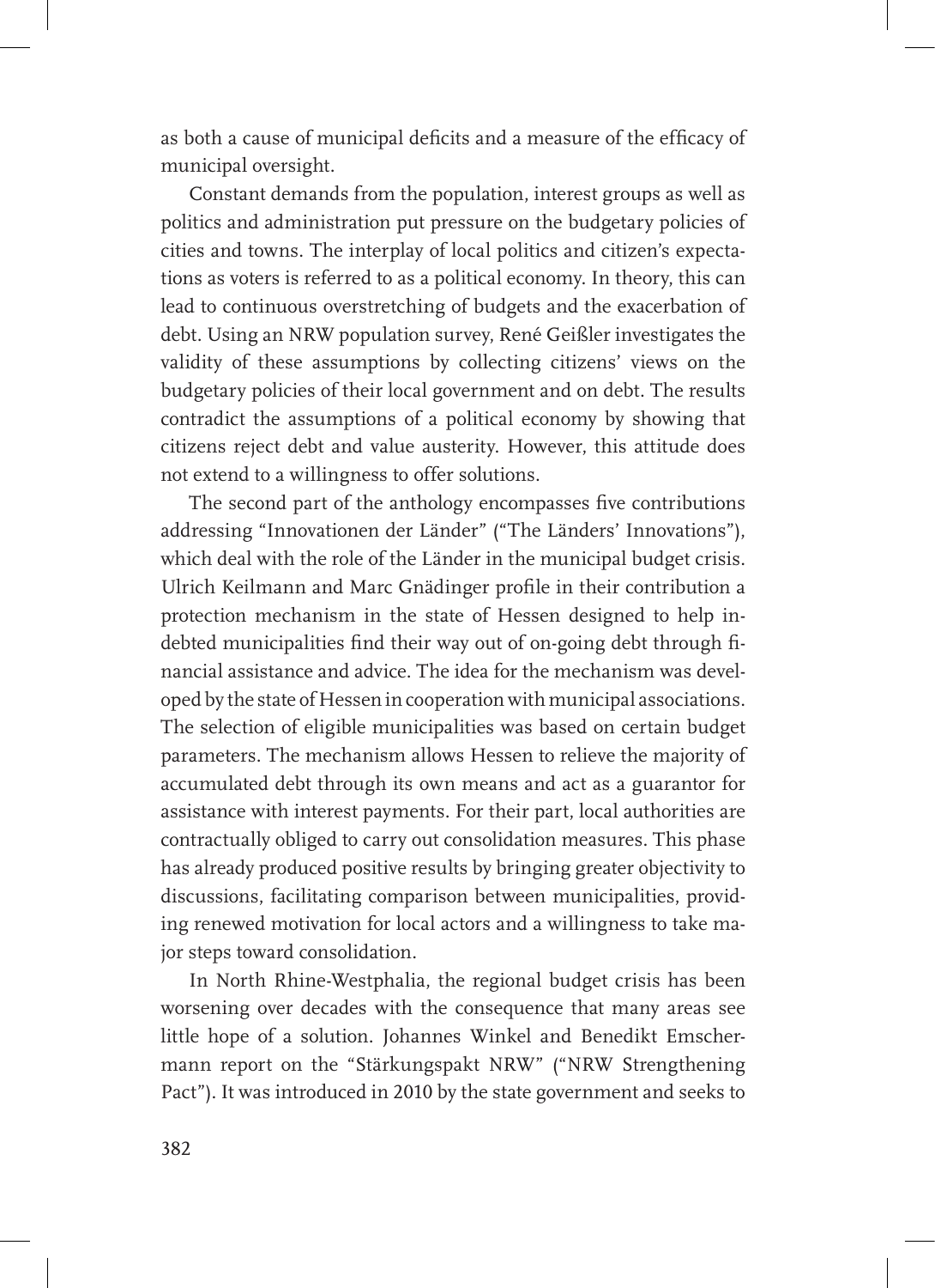as both a cause of municipal deficits and a measure of the efficacy of municipal oversight.

Constant demands from the population, interest groups as well as politics and administration put pressure on the budgetary policies of cities and towns. The interplay of local politics and citizen's expectations as voters is referred to as a political economy. In theory, this can lead to continuous overstretching of budgets and the exacerbation of debt. Using an NRW population survey, René Geißler investigates the validity of these assumptions by collecting citizens' views on the budgetary policies of their local government and on debt. The results contradict the assumptions of a political economy by showing that citizens reject debt and value austerity. However, this attitude does not extend to a willingness to offer solutions.

The second part of the anthology encompasses five contributions addressing "Innovationen der Länder" ("The Länders' Innovations"), which deal with the role of the Länder in the municipal budget crisis. Ulrich Keilmann and Marc Gnädinger profile in their contribution a protection mechanism in the state of Hessen designed to help indebted municipalities find their way out of on-going debt through financial assistance and advice. The idea for the mechanism was developed by the state of Hessen in cooperation with municipal associations. The selection of eligible municipalities was based on certain budget parameters. The mechanism allows Hessen to relieve the majority of accumulated debt through its own means and act as a guarantor for assistance with interest payments. For their part, local authorities are contractually obliged to carry out consolidation measures. This phase has already produced positive results by bringing greater objectivity to discussions, facilitating comparison between municipalities, providing renewed motivation for local actors and a willingness to take major steps toward consolidation.

In North Rhine-Westphalia, the regional budget crisis has been worsening over decades with the consequence that many areas see little hope of a solution. Johannes Winkel and Benedikt Emschermann report on the "Stärkungspakt NRW" ("NRW Strengthening Pact"). It was introduced in 2010 by the state government and seeks to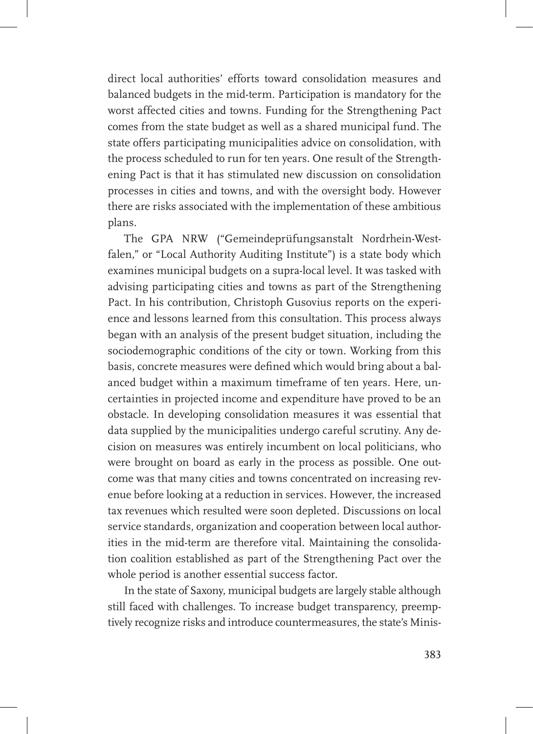direct local authorities' efforts toward consolidation measures and balanced budgets in the mid-term. Participation is mandatory for the worst affected cities and towns. Funding for the Strengthening Pact comes from the state budget as well as a shared municipal fund. The state offers participating municipalities advice on consolidation, with the process scheduled to run for ten years. One result of the Strengthening Pact is that it has stimulated new discussion on consolidation processes in cities and towns, and with the oversight body. However there are risks associated with the implementation of these ambitious plans.

The GPA NRW ("Gemeindeprüfungsanstalt Nordrhein-Westfalen," or "Local Authority Auditing Institute") is a state body which examines municipal budgets on a supra-local level. It was tasked with advising participating cities and towns as part of the Strengthening Pact. In his contribution, Christoph Gusovius reports on the experience and lessons learned from this consultation. This process always began with an analysis of the present budget situation, including the sociodemographic conditions of the city or town. Working from this basis, concrete measures were defined which would bring about a balanced budget within a maximum timeframe of ten years. Here, uncertainties in projected income and expenditure have proved to be an obstacle. In developing consolidation measures it was essential that data supplied by the municipalities undergo careful scrutiny. Any decision on measures was entirely incumbent on local politicians, who were brought on board as early in the process as possible. One outcome was that many cities and towns concentrated on increasing revenue before looking at a reduction in services. However, the increased tax revenues which resulted were soon depleted. Discussions on local service standards, organization and cooperation between local authorities in the mid-term are therefore vital. Maintaining the consolidation coalition established as part of the Strengthening Pact over the whole period is another essential success factor.

In the state of Saxony, municipal budgets are largely stable although still faced with challenges. To increase budget transparency, preemptively recognize risks and introduce countermeasures, the state's Minis-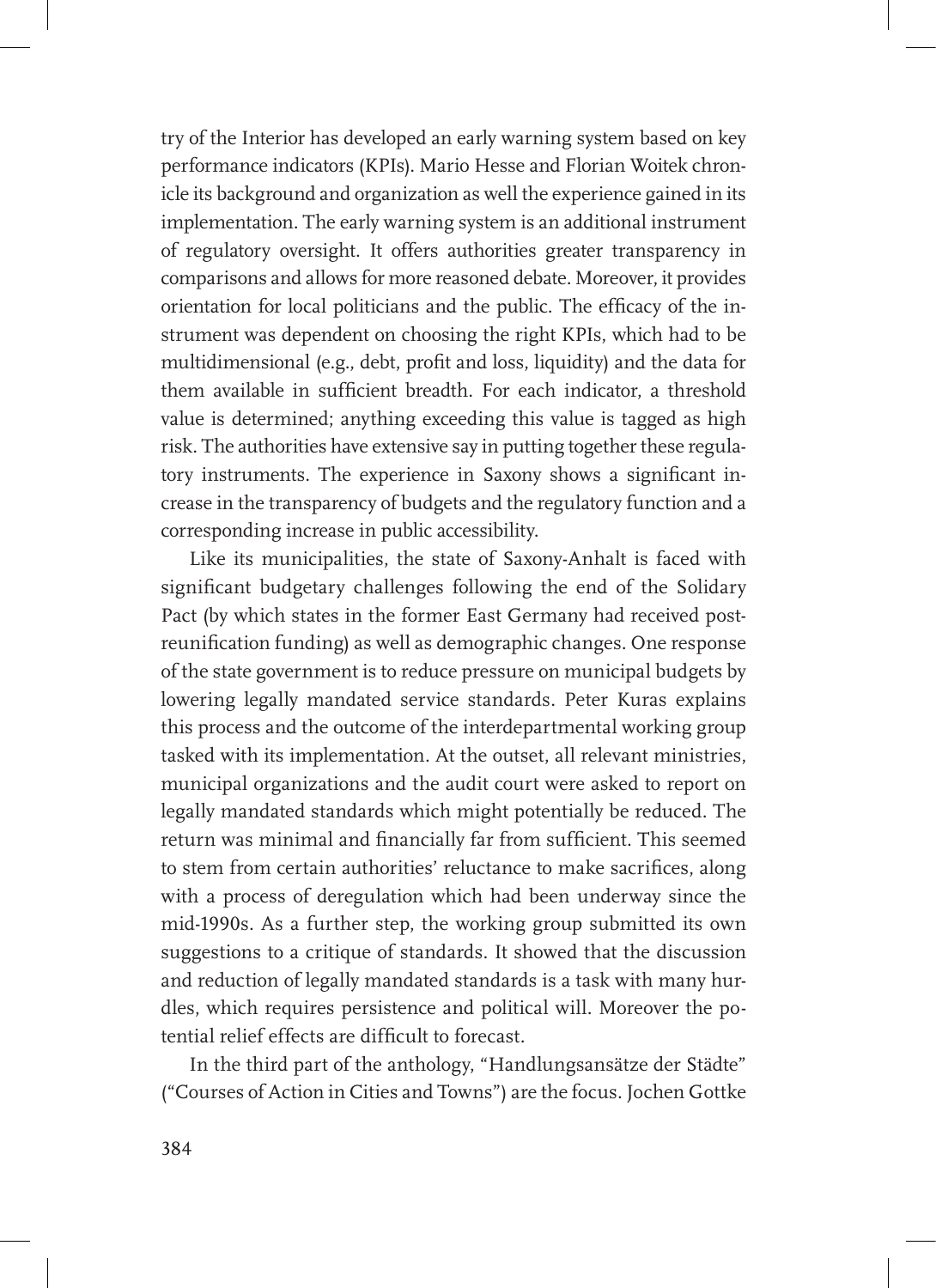try of the Interior has developed an early warning system based on key performance indicators (KPIs). Mario Hesse and Florian Woitek chronicle its background and organization as well the experience gained in its implementation. The early warning system is an additional instrument of regulatory oversight. It offers authorities greater transparency in comparisons and allows for more reasoned debate. Moreover, it provides orientation for local politicians and the public. The efficacy of the instrument was dependent on choosing the right KPIs, which had to be multidimensional (e.g., debt, profit and loss, liquidity) and the data for them available in sufficient breadth. For each indicator, a threshold value is determined; anything exceeding this value is tagged as high risk. The authorities have extensive say in putting together these regulatory instruments. The experience in Saxony shows a significant increase in the transparency of budgets and the regulatory function and a corresponding increase in public accessibility.

Like its municipalities, the state of Saxony-Anhalt is faced with significant budgetary challenges following the end of the Solidary Pact (by which states in the former East Germany had received post-reunification funding) as well as demographic changes. One response of the state government is to reduce pressure on municipal budgets by lowering legally mandated service standards. Peter Kuras explains this process and the outcome of the interdepartmental working group tasked with its implementation. At the outset, all relevant ministries, municipal organizations and the audit court were asked to report on legally mandated standards which might potentially be reduced. The return was minimal and financially far from sufficient. This seemed to stem from certain authorities' reluctance to make sacrifices, along with a process of deregulation which had been underway since the mid-1990s. As a further step, the working group submitted its own suggestions to a critique of standards. It showed that the discussion and reduction of legally mandated standards is a task with many hurdles, which requires persistence and political will. Moreover the potential relief effects are difficult to forecast.

In the third part of the anthology, "Handlungsansätze der Städte" ("Courses of Action in Cities and Towns") are the focus. Jochen Gottke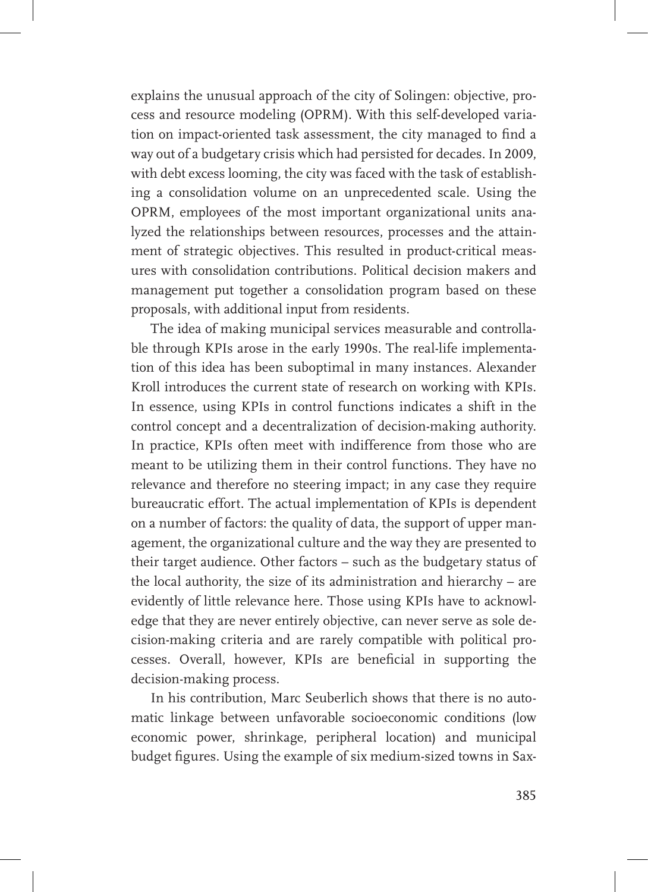explains the unusual approach of the city of Solingen: objective, process and resource modeling (OPRM). With this self-developed variation on impact-oriented task assessment, the city managed to find a way out of a budgetary crisis which had persisted for decades. In 2009, with debt excess looming, the city was faced with the task of establishing a consolidation volume on an unprecedented scale. Using the OPRM, employees of the most important organizational units analyzed the relationships between resources, processes and the attainment of strategic objectives. This resulted in product-critical measures with consolidation contributions. Political decision makers and management put together a consolidation program based on these proposals, with additional input from residents.

The idea of making municipal services measurable and controllable through KPIs arose in the early 1990s. The real-life implementation of this idea has been suboptimal in many instances. Alexander Kroll introduces the current state of research on working with KPIs. In essence, using KPIs in control functions indicates a shift in the control concept and a decentralization of decision-making authority. In practice, KPIs often meet with indifference from those who are meant to be utilizing them in their control functions. They have no relevance and therefore no steering impact; in any case they require bureaucratic effort. The actual implementation of KPIs is dependent on a number of factors: the quality of data, the support of upper management, the organizational culture and the way they are presented to their target audience. Other factors – such as the budgetary status of the local authority, the size of its administration and hierarchy – are evidently of little relevance here. Those using KPIs have to acknowledge that they are never entirely objective, can never serve as sole decision-making criteria and are rarely compatible with political processes. Overall, however, KPIs are beneficial in supporting the decision-making process.

In his contribution, Marc Seuberlich shows that there is no automatic linkage between unfavorable socioeconomic conditions (low economic power, shrinkage, peripheral location) and municipal budget figures. Using the example of six medium-sized towns in Sax-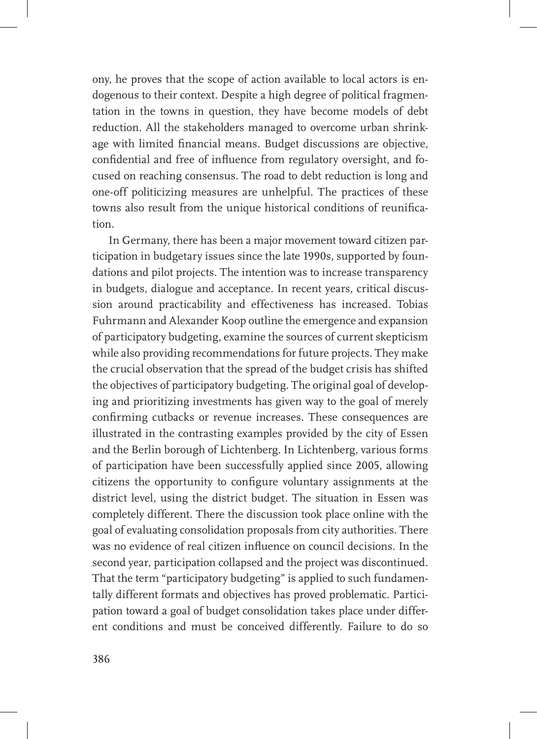ony, he proves that the scope of action available to local actors is endogenous to their context. Despite a high degree of political fragmentation in the towns in question, they have become models of debt reduction. All the stakeholders managed to overcome urban shrinkage with limited financial means. Budget discussions are objective, confidential and free of influence from regulatory oversight, and focused on reaching consensus. The road to debt reduction is long and one-off politicizing measures are unhelpful. The practices of these towns also result from the unique historical conditions of reunification.

In Germany, there has been a major movement toward citizen participation in budgetary issues since the late 1990s, supported by foundations and pilot projects. The intention was to increase transparency in budgets, dialogue and acceptance. In recent years, critical discussion around practicability and effectiveness has increased. Tobias Fuhrmann and Alexander Koop outline the emergence and expansion of participatory budgeting, examine the sources of current skepticism while also providing recommendations for future projects. They make the crucial observation that the spread of the budget crisis has shifted the objectives of participatory budgeting. The original goal of developing and prioritizing investments has given way to the goal of merely confirming cutbacks or revenue increases. These consequences are illustrated in the contrasting examples provided by the city of Essen and the Berlin borough of Lichtenberg. In Lichtenberg, various forms of participation have been successfully applied since 2005, allowing citizens the opportunity to configure voluntary assignments at the district level, using the district budget. The situation in Essen was completely different. There the discussion took place online with the goal of evaluating consolidation proposals from city authorities. There was no evidence of real citizen influence on council decisions. In the second year, participation collapsed and the project was discontinued. That the term "participatory budgeting" is applied to such fundamentally different formats and objectives has proved problematic. Participation toward a goal of budget consolidation takes place under different conditions and must be conceived differently. Failure to do so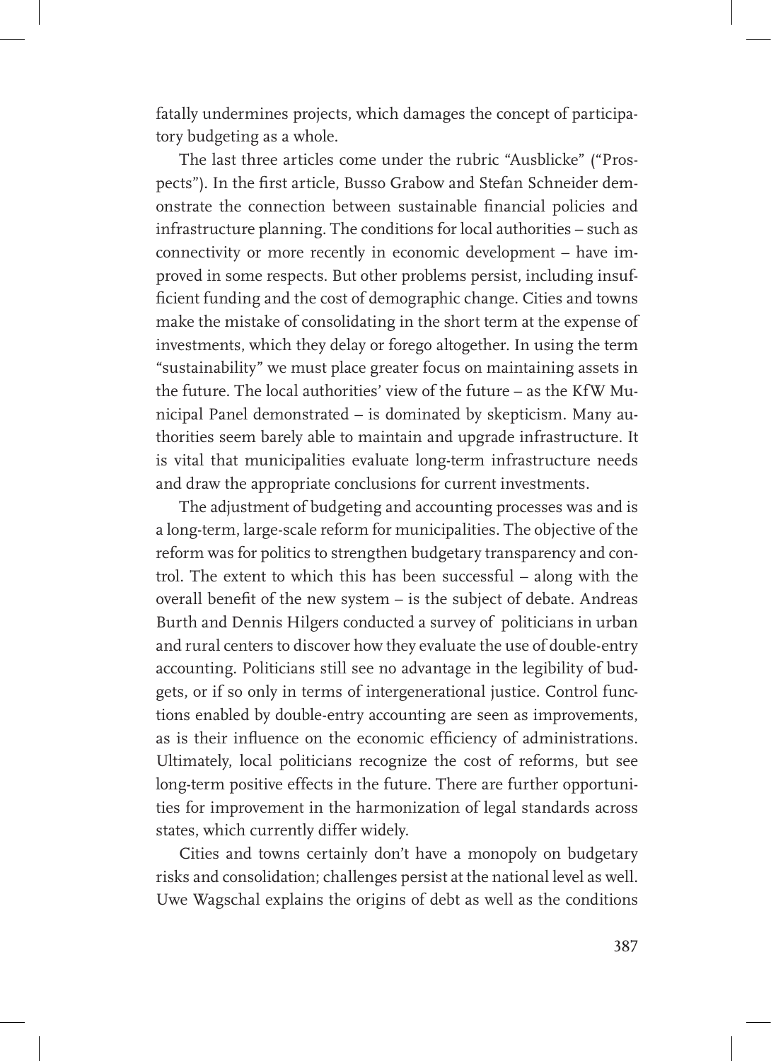fatally undermines projects, which damages the concept of participatory budgeting as a whole.

The last three articles come under the rubric "Ausblicke" ("Prospects"). In the first article, Busso Grabow and Stefan Schneider demonstrate the connection between sustainable financial policies and infrastructure planning. The conditions for local authorities – such as connectivity or more recently in economic development – have improved in some respects. But other problems persist, including insufficient funding and the cost of demographic change. Cities and towns make the mistake of consolidating in the short term at the expense of investments, which they delay or forego altogether. In using the term "sustainability" we must place greater focus on maintaining assets in the future. The local authorities' view of the future – as the KfW Municipal Panel demonstrated – is dominated by skepticism. Many authorities seem barely able to maintain and upgrade infrastructure. It is vital that municipalities evaluate long-term infrastructure needs and draw the appropriate conclusions for current investments.

The adjustment of budgeting and accounting processes was and is a long-term, large-scale reform for municipalities. The objective of the reform was for politics to strengthen budgetary transparency and control. The extent to which this has been successful – along with the overall benefit of the new system – is the subject of debate. Andreas Burth and Dennis Hilgers conducted a survey of politicians in urban and rural centers to discover how they evaluate the use of double-entry accounting. Politicians still see no advantage in the legibility of budgets, or if so only in terms of intergenerational justice. Control functions enabled by double-entry accounting are seen as improvements, as is their influence on the economic efficiency of administrations. Ultimately, local politicians recognize the cost of reforms, but see long-term positive effects in the future. There are further opportunities for improvement in the harmonization of legal standards across states, which currently differ widely.

Cities and towns certainly don't have a monopoly on budgetary risks and consolidation; challenges persist at the national level as well. Uwe Wagschal explains the origins of debt as well as the conditions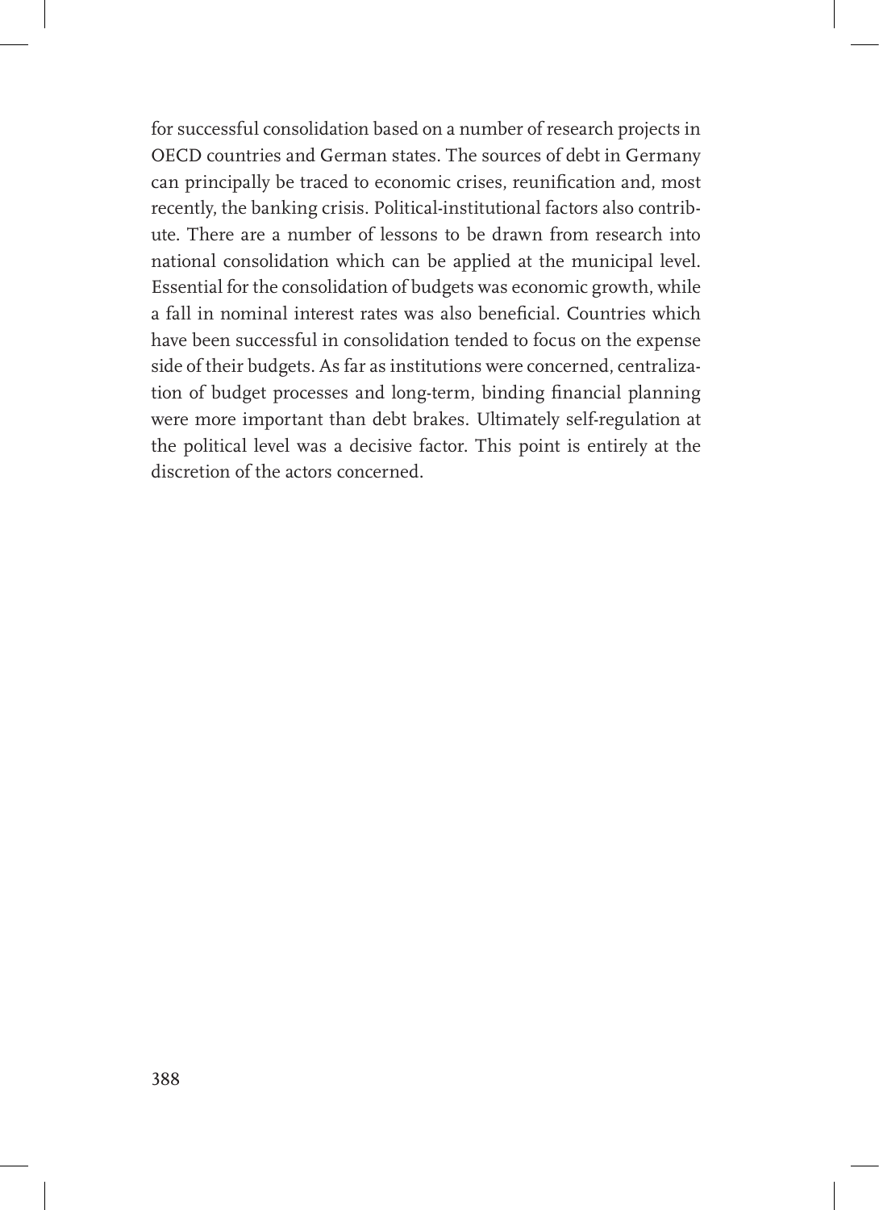for successful consolidation based on a number of research projects in OECD countries and German states. The sources of debt in Germany can principally be traced to economic crises, reunification and, most recently, the banking crisis. Political-institutional factors also contribute. There are a number of lessons to be drawn from research into national consolidation which can be applied at the municipal level. Essential for the consolidation of budgets was economic growth, while a fall in nominal interest rates was also beneficial. Countries which have been successful in consolidation tended to focus on the expense side of their budgets. As far as institutions were concerned, centralization of budget processes and long-term, binding financial planning were more important than debt brakes. Ultimately self-regulation at the political level was a decisive factor. This point is entirely at the discretion of the actors concerned.